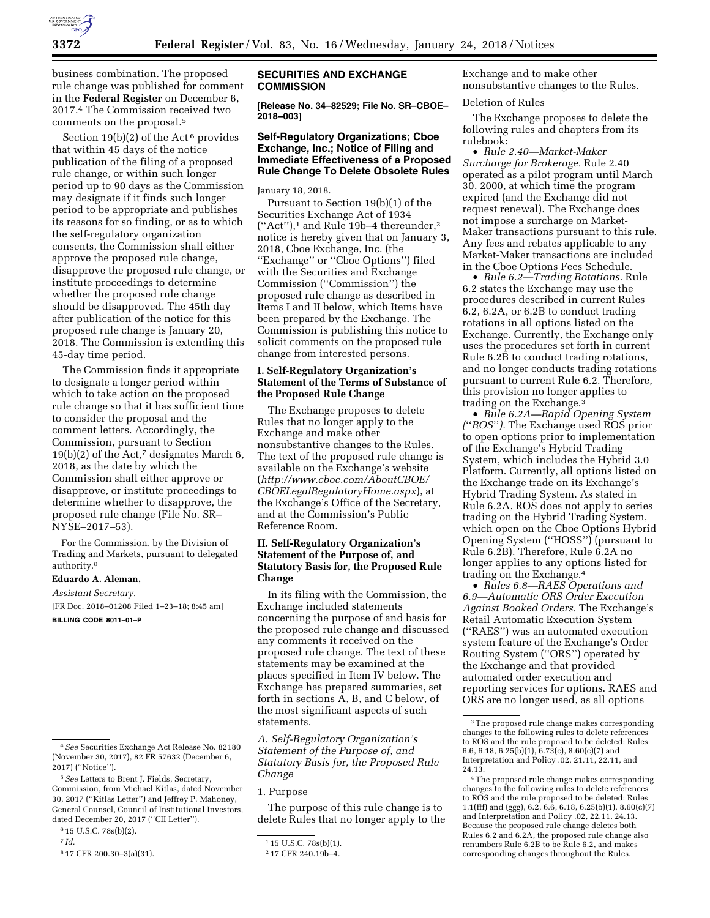business combination. The proposed rule change was published for comment in the **Federal Register** on December 6, 2017.[4] The Commission received two comments on the proposal.[5]

Section 19(b)(2) of the Act[6] provides that within 45 days of the notice publication of the filing of a proposed rule change, or within such longer period up to 90 days as the Commission may designate if it finds such longer period to be appropriate and publishes its reasons for so finding, or as to which the self-regulatory organization consents, the Commission shall either approve the proposed rule change, disapprove the proposed rule change, or institute proceedings to determine whether the proposed rule change should be disapproved. The 45th day after publication of the notice for this proposed rule change is January 20, 2018. The Commission is extending this 45-day time period.

The Commission finds it appropriate to designate a longer period within which to take action on the proposed rule change so that it has sufficient time to consider the proposal and the comment letters. Accordingly, the Commission, pursuant to Section 19(b)(2) of the Act,[7] designates March 6, 2018, as the date by which the Commission shall either approve or disapprove, or institute proceedings to determine whether to disapprove, the proposed rule change (File No. SR–NYSE–2017–53).

For the Commission, by the Division of Trading and Markets, pursuant to delegated authority.[8]

**Eduardo A. Aleman,**

*Assistant Secretary.*

[FR Doc. 2018–01208 Filed 1–23–18; 8:45 am]

**BILLING CODE 8011–01–P**

[4] *See* Securities Exchange Act Release No. 82180 (November 30, 2017), 82 FR 57632 (December 6, 2017) (''Notice'').

[5] *See* Letters to Brent J. Fields, Secretary, Commission, from Michael Kitlas, dated November 30, 2017 (''Kitlas Letter'') and Jeffrey P. Mahoney, General Counsel, Council of Institutional Investors, dated December 20, 2017 (''CII Letter'').

[6] 15 U.S.C. 78s(b)(2).

[7] *Id.*

[8] 17 CFR 200.30–3(a)(31).

## SECURITIES AND EXCHANGE COMMISSION

**[Release No. 34–82529; File No. SR–CBOE–2018–003]**

### Self-Regulatory Organizations; Cboe Exchange, Inc.; Notice of Filing and Immediate Effectiveness of a Proposed Rule Change To Delete Obsolete Rules

January 18, 2018.

Pursuant to Section 19(b)(1) of the Securities Exchange Act of 1934 (''Act''),[1] and Rule 19b–4 thereunder,[2] notice is hereby given that on January 3, 2018, Cboe Exchange, Inc. (the ''Exchange'' or ''Cboe Options'') filed with the Securities and Exchange Commission (''Commission'') the proposed rule change as described in Items I and II below, which Items have been prepared by the Exchange. The Commission is publishing this notice to solicit comments on the proposed rule change from interested persons.

### I. Self-Regulatory Organization's Statement of the Terms of Substance of the Proposed Rule Change

The Exchange proposes to delete Rules that no longer apply to the Exchange and make other nonsubstantive changes to the Rules. The text of the proposed rule change is available on the Exchange's website (*http://www.cboe.com/AboutCBOE/CBOELegalRegulatoryHome.aspx*), at the Exchange's Office of the Secretary, and at the Commission's Public Reference Room.

### II. Self-Regulatory Organization's Statement of the Purpose of, and Statutory Basis for, the Proposed Rule Change

In its filing with the Commission, the Exchange included statements concerning the purpose of and basis for the proposed rule change and discussed any comments it received on the proposed rule change. The text of these statements may be examined at the places specified in Item IV below. The Exchange has prepared summaries, set forth in sections A, B, and C below, of the most significant aspects of such statements.

#### *A. Self-Regulatory Organization's Statement of the Purpose of, and Statutory Basis for, the Proposed Rule Change*

1. Purpose

The purpose of this rule change is to delete Rules that no longer apply to the Exchange and to make other nonsubstantive changes to the Rules.

Deletion of Rules

The Exchange proposes to delete the following rules and chapters from its rulebook:

- *Rule 2.40—Market-Maker Surcharge for Brokerage.* Rule 2.40 operated as a pilot program until March 30, 2000, at which time the program expired (and the Exchange did not request renewal). The Exchange does not impose a surcharge on Market-Maker transactions pursuant to this rule. Any fees and rebates applicable to any Market-Maker transactions are included in the Cboe Options Fees Schedule.
- *Rule 6.2—Trading Rotations.* Rule 6.2 states the Exchange may use the procedures described in current Rules 6.2, 6.2A, or 6.2B to conduct trading rotations in all options listed on the Exchange. Currently, the Exchange only uses the procedures set forth in current Rule 6.2B to conduct trading rotations, and no longer conducts trading rotations pursuant to current Rule 6.2. Therefore, this provision no longer applies to trading on the Exchange.[3]
- *Rule 6.2A—Rapid Opening System (''ROS'').* The Exchange used ROS prior to open options prior to implementation of the Exchange's Hybrid Trading System, which includes the Hybrid 3.0 Platform. Currently, all options listed on the Exchange trade on its Exchange's Hybrid Trading System. As stated in Rule 6.2A, ROS does not apply to series trading on the Hybrid Trading System, which open on the Cboe Options Hybrid Opening System (''HOSS'') (pursuant to Rule 6.2B). Therefore, Rule 6.2A no longer applies to any options listed for trading on the Exchange.[4]
- *Rules 6.8—RAES Operations and 6.9—Automatic ORS Order Execution Against Booked Orders.* The Exchange's Retail Automatic Execution System (''RAES'') was an automated execution system feature of the Exchange's Order Routing System (''ORS'') operated by the Exchange and that provided automated order execution and reporting services for options. RAES and ORS are no longer used, as all options

[1] 15 U.S.C. 78s(b)(1).

[2] 17 CFR 240.19b–4.

[3] The proposed rule change makes corresponding changes to the following rules to delete references to ROS and the rule proposed to be deleted: Rules 6.6, 6.18, 6.25(b)(1), 6.73(c), 8.60(c)(7) and Interpretation and Policy .02, 21.11, 22.11, and 24.13.

[4] The proposed rule change makes corresponding changes to the following rules to delete references to ROS and the rule proposed to be deleted: Rules 1.1(fff) and (ggg), 6.2, 6.6, 6.18, 6.25(b)(1), 8.60(c)(7) and Interpretation and Policy .02, 22.11, 24.13. Because the proposed rule change deletes both Rules 6.2 and 6.2A, the proposed rule change also renumbers Rule 6.2B to be Rule 6.2, and makes corresponding changes throughout the Rules.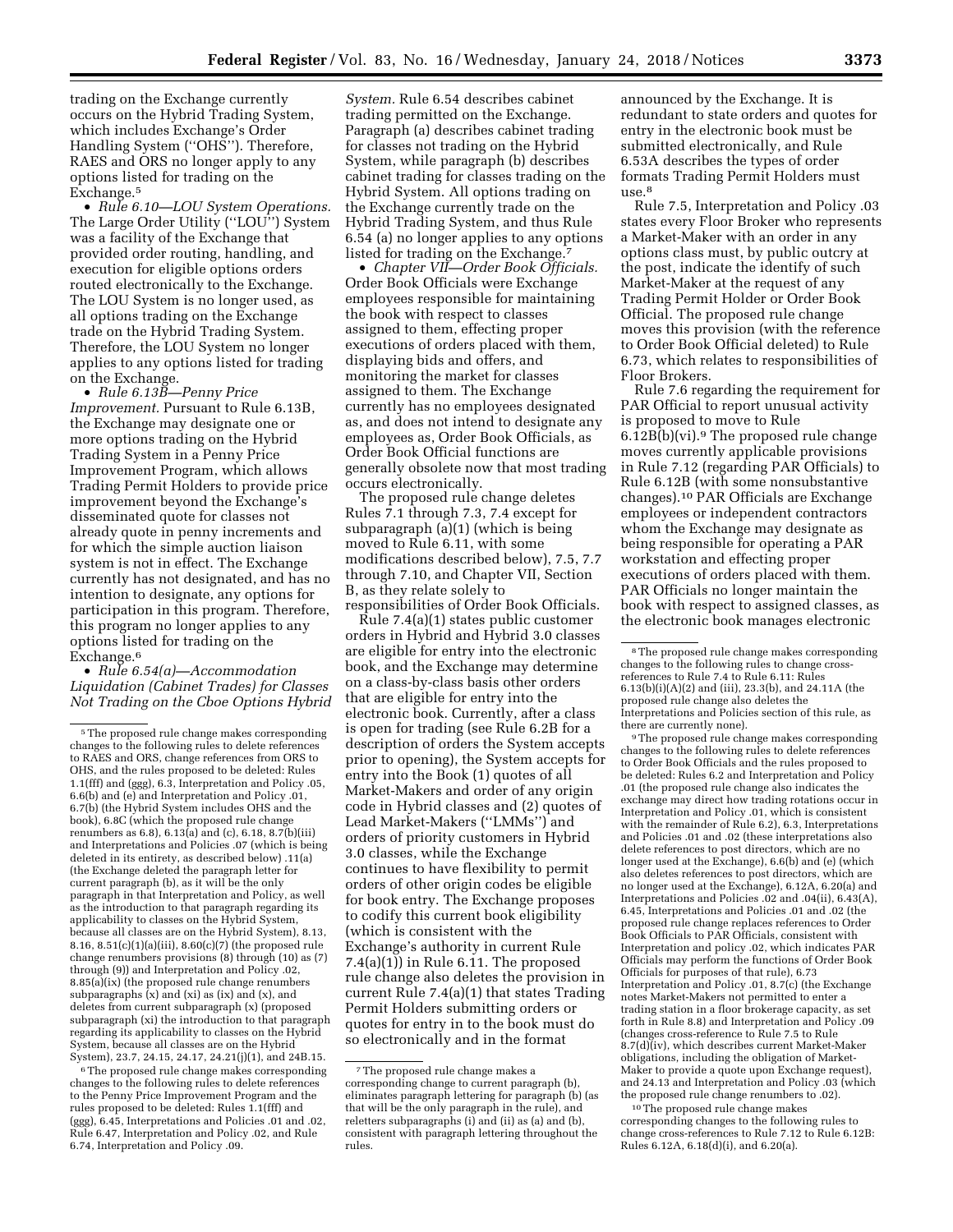trading on the Exchange currently occurs on the Hybrid Trading System, which includes Exchange's Order Handling System (''OHS''). Therefore, RAES and ORS no longer apply to any options listed for trading on the Exchange.[5]

• *Rule 6.10—LOU System Operations.* The Large Order Utility (''LOU'') System was a facility of the Exchange that provided order routing, handling, and execution for eligible options orders routed electronically to the Exchange. The LOU System is no longer used, as all options trading on the Exchange trade on the Hybrid Trading System. Therefore, the LOU System no longer applies to any options listed for trading on the Exchange.

• *Rule 6.13B—Penny Price Improvement.* Pursuant to Rule 6.13B, the Exchange may designate one or more options trading on the Hybrid Trading System in a Penny Price Improvement Program, which allows Trading Permit Holders to provide price improvement beyond the Exchange's disseminated quote for classes not already quote in penny increments and for which the simple auction liaison system is not in effect. The Exchange currently has not designated, and has no intention to designate, any options for participation in this program. Therefore, this program no longer applies to any options listed for trading on the Exchange.[6]

• *Rule 6.54(a)—Accommodation Liquidation (Cabinet Trades) for Classes Not Trading on the Cboe Options Hybrid System.* Rule 6.54 describes cabinet trading permitted on the Exchange. Paragraph (a) describes cabinet trading for classes not trading on the Hybrid System, while paragraph (b) describes cabinet trading for classes trading on the Hybrid System. All options trading on the Exchange currently trade on the Hybrid Trading System, and thus Rule 6.54 (a) no longer applies to any options listed for trading on the Exchange.[7]

• *Chapter VII—Order Book Officials.* Order Book Officials were Exchange employees responsible for maintaining the book with respect to classes assigned to them, effecting proper executions of orders placed with them, displaying bids and offers, and monitoring the market for classes assigned to them. The Exchange currently has no employees designated as, and does not intend to designate any employees as, Order Book Officials, as Order Book Official functions are generally obsolete now that most trading occurs electronically.

The proposed rule change deletes Rules 7.1 through 7.3, 7.4 except for subparagraph (a)(1) (which is being moved to Rule 6.11, with some modifications described below), 7.5, 7.7 through 7.10, and Chapter VII, Section B, as they relate solely to responsibilities of Order Book Officials.

Rule 7.4(a)(1) states public customer orders in Hybrid and Hybrid 3.0 classes are eligible for entry into the electronic book, and the Exchange may determine on a class-by-class basis other orders that are eligible for entry into the electronic book. Currently, after a class is open for trading (see Rule 6.2B for a description of orders the System accepts prior to opening), the System accepts for entry into the Book (1) quotes of all Market-Makers and order of any origin code in Hybrid classes and (2) quotes of Lead Market-Makers (''LMMs'') and orders of priority customers in Hybrid 3.0 classes, while the Exchange continues to have flexibility to permit orders of other origin codes be eligible for book entry. The Exchange proposes to codify this current book eligibility (which is consistent with the Exchange's authority in current Rule 7.4(a)(1)) in Rule 6.11. The proposed rule change also deletes the provision in current Rule 7.4(a)(1) that states Trading Permit Holders submitting orders or quotes for entry in to the book must do so electronically and in the format announced by the Exchange. It is redundant to state orders and quotes for entry in the electronic book must be submitted electronically, and Rule 6.53A describes the types of order formats Trading Permit Holders must use.[8]

Rule 7.5, Interpretation and Policy .03 states every Floor Broker who represents a Market-Maker with an order in any options class must, by public outcry at the post, indicate the identify of such Market-Maker at the request of any Trading Permit Holder or Order Book Official. The proposed rule change moves this provision (with the reference to Order Book Official deleted) to Rule 6.73, which relates to responsibilities of Floor Brokers.

Rule 7.6 regarding the requirement for PAR Official to report unusual activity is proposed to move to Rule 6.12B(b)(vi).[9] The proposed rule change moves currently applicable provisions in Rule 7.12 (regarding PAR Officials) to Rule 6.12B (with some nonsubstantive changes).[10] PAR Officials are Exchange employees or independent contractors whom the Exchange may designate as being responsible for operating a PAR workstation and effecting proper executions of orders placed with them. PAR Officials no longer maintain the book with respect to assigned classes, as the electronic book manages electronic

---

[5] The proposed rule change makes corresponding changes to the following rules to delete references to RAES and ORS, change references from ORS to OHS, and the rules proposed to be deleted: Rules 1.1(fff) and (ggg), 6.3, Interpretation and Policy .05, 6.6(b) and (e) and Interpretation and Policy .01, 6.7(b) (the Hybrid System includes OHS and the book), 6.8C (which the proposed rule change renumbers as 6.8), 6.13(a) and (c), 6.18, 8.7(b)(iii) and Interpretations and Policies .07 (which is being deleted in its entirety, as described below) .11(a) (the Exchange deleted the paragraph letter for current paragraph (b), as it will be the only paragraph in that Interpretation and Policy, as well as the introduction to that paragraph regarding its applicability to classes on the Hybrid System, because all classes are on the Hybrid System), 8.13, 8.16, 8.51(c)(1)(a)(iii), 8.60(c)(7) (the proposed rule change renumbers provisions (8) through (10) as (7) through (9)) and Interpretation and Policy .02, 8.85(a)(ix) (the proposed rule change renumbers subparagraphs (x) and (xi) as (ix) and (x), and deletes from current subparagraph (x) (proposed subparagraph (xi) the introduction to that paragraph regarding its applicability to classes on the Hybrid System, because all classes are on the Hybrid System), 23.7, 24.15, 24.17, 24.21(j)(1), and 24B.15.

[6] The proposed rule change makes corresponding changes to the following rules to delete references to the Penny Price Improvement Program and the rules proposed to be deleted: Rules 1.1(fff) and (ggg), 6.45, Interpretations and Policies .01 and .02, Rule 6.47, Interpretation and Policy .02, and Rule 6.74, Interpretation and Policy .09.

[7] The proposed rule change makes a corresponding change to current paragraph (b), eliminates paragraph lettering for paragraph (b) (as that will be the only paragraph in the rule), and reletters subparagraphs (i) and (ii) as (a) and (b), consistent with paragraph lettering throughout the rules.

[8] The proposed rule change makes corresponding changes to the following rules to change cross-references to Rule 7.4 to Rule 6.11: Rules 6.13(b)(i)(A)(2) and (iii), 23.3(b), and 24.11A (the proposed rule change also deletes the Interpretations and Policies section of this rule, as there are currently none).

[9] The proposed rule change makes corresponding changes to the following rules to delete references to Order Book Officials and the rules proposed to be deleted: Rules 6.2 and Interpretation and Policy .01 (the proposed rule change also indicates the exchange may direct how trading rotations occur in Interpretation and Policy .01, which is consistent with the remainder of Rule 6.2), 6.3, Interpretations and Policies .01 and .02 (these interpretations also delete references to post directors, which are no longer used at the Exchange), 6.6(b) and (e) (which also deletes references to post directors, which are no longer used at the Exchange), 6.12A, 6.20(a) and Interpretations and Policies .02 and .04(ii), 6.43(A), 6.45, Interpretations and Policies .01 and .02 (the proposed rule change replaces references to Order Book Officials to PAR Officials, consistent with Interpretation and policy .02, which indicates PAR Officials may perform the functions of Order Book Officials for purposes of that rule), 6.73 Interpretation and Policy .01, 8.7(c) (the Exchange notes Market-Makers not permitted to enter a trading station in a floor brokerage capacity, as set forth in Rule 8.8) and Interpretation and Policy .09 (changes cross-reference to Rule 7.5 to Rule 8.7(d)(iv), which describes current Market-Maker obligations, including the obligation of Market-Maker to provide a quote upon Exchange request), and 24.13 and Interpretation and Policy .03 (which the proposed rule change renumbers to .02).

[10] The proposed rule change makes corresponding changes to the following rules to change cross-references to Rule 7.12 to Rule 6.12B: Rules 6.12A, 6.18(d)(i), and 6.20(a).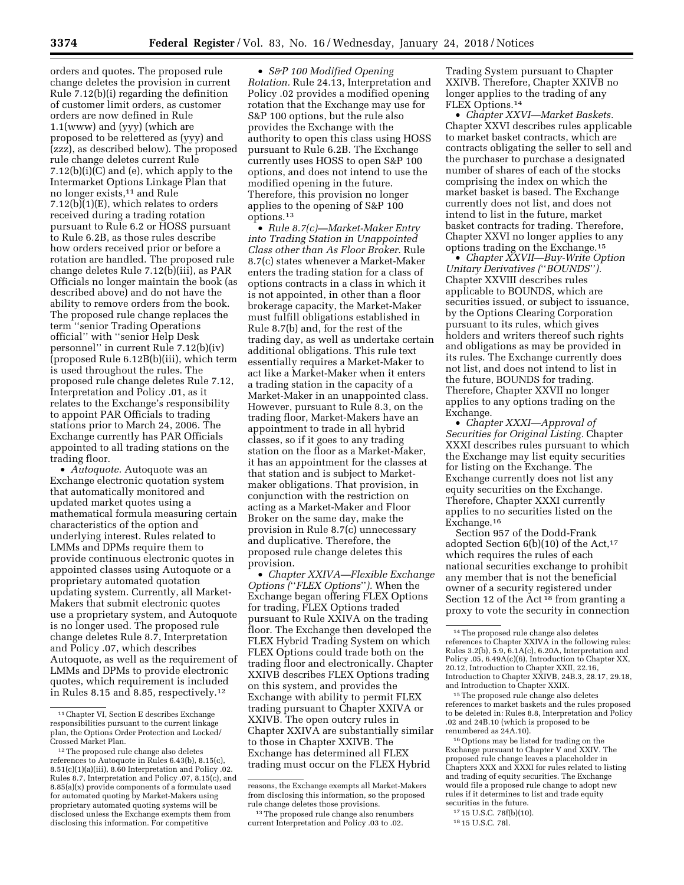orders and quotes. The proposed rule change deletes the provision in current Rule 7.12(b)(i) regarding the definition of customer limit orders, as customer orders are now defined in Rule 1.1(www) and (yyy) (which are proposed to be relettered as (yyy) and (zzz), as described below). The proposed rule change deletes current Rule 7.12(b)(i)(C) and (e), which apply to the Intermarket Options Linkage Plan that no longer exists,[11] and Rule 7.12(b)(1)(E), which relates to orders received during a trading rotation pursuant to Rule 6.2 or HOSS pursuant to Rule 6.2B, as those rules describe how orders received prior or before a rotation are handled. The proposed rule change deletes Rule 7.12(b)(iii), as PAR Officials no longer maintain the book (as described above) and do not have the ability to remove orders from the book. The proposed rule change replaces the term ''senior Trading Operations official'' with ''senior Help Desk personnel'' in current Rule 7.12(b)(iv) (proposed Rule 6.12B(b)(iii), which term is used throughout the rules. The proposed rule change deletes Rule 7.12, Interpretation and Policy .01, as it relates to the Exchange's responsibility to appoint PAR Officials to trading stations prior to March 24, 2006. The Exchange currently has PAR Officials appointed to all trading stations on the trading floor.

- *Autoquote.* Autoquote was an Exchange electronic quotation system that automatically monitored and updated market quotes using a mathematical formula measuring certain characteristics of the option and underlying interest. Rules related to LMMs and DPMs require them to provide continuous electronic quotes in appointed classes using Autoquote or a proprietary automated quotation updating system. Currently, all Market-Makers that submit electronic quotes use a proprietary system, and Autoquote is no longer used. The proposed rule change deletes Rule 8.7, Interpretation and Policy .07, which describes Autoquote, as well as the requirement of LMMs and DPMs to provide electronic quotes, which requirement is included in Rules 8.15 and 8.85, respectively.[12]

- *S&P 100 Modified Opening Rotation.* Rule 24.13, Interpretation and Policy .02 provides a modified opening rotation that the Exchange may use for S&P 100 options, but the rule also provides the Exchange with the authority to open this class using HOSS pursuant to Rule 6.2B. The Exchange currently uses HOSS to open S&P 100 options, and does not intend to use the modified opening in the future. Therefore, this provision no longer applies to the opening of S&P 100 options.[13]

- *Rule 8.7(c)—Market-Maker Entry into Trading Station in Unappointed Class other than As Floor Broker.* Rule 8.7(c) states whenever a Market-Maker enters the trading station for a class of options contracts in a class in which it is not appointed, in other than a floor brokerage capacity, the Market-Maker must fulfill obligations established in Rule 8.7(b) and, for the rest of the trading day, as well as undertake certain additional obligations. This rule text essentially requires a Market-Maker to act like a Market-Maker when it enters a trading station in the capacity of a Market-Maker in an unappointed class. However, pursuant to Rule 8.3, on the trading floor, Market-Makers have an appointment to trade in all hybrid classes, so if it goes to any trading station on the floor as a Market-Maker, it has an appointment for the classes at that station and is subject to Market-maker obligations. That provision, in conjunction with the restriction on acting as a Market-Maker and Floor Broker on the same day, make the provision in Rule 8.7(c) unnecessary and duplicative. Therefore, the proposed rule change deletes this provision.

- *Chapter XXIVA—Flexible Exchange Options (''FLEX Options'').* When the Exchange began offering FLEX Options for trading, FLEX Options traded pursuant to Rule XXIVA on the trading floor. The Exchange then developed the FLEX Hybrid Trading System on which FLEX Options could trade both on the trading floor and electronically. Chapter XXIVB describes FLEX Options trading on this system, and provides the Exchange with ability to permit FLEX trading pursuant to Chapter XXIVA or XXIVB. The open outcry rules in Chapter XXIVA are substantially similar to those in Chapter XXIVB. The Exchange has determined all FLEX trading must occur on the FLEX Hybrid Trading System pursuant to Chapter XXIVB. Therefore, Chapter XXIVB no longer applies to the trading of any FLEX Options.[14]

- *Chapter XXVI—Market Baskets.* Chapter XXVI describes rules applicable to market basket contracts, which are contracts obligating the seller to sell and the purchaser to purchase a designated number of shares of each of the stocks comprising the index on which the market basket is based. The Exchange currently does not list, and does not intend to list in the future, market basket contracts for trading. Therefore, Chapter XXVI no longer applies to any options trading on the Exchange.[15]

- *Chapter XXVII—Buy-Write Option Unitary Derivatives (''BOUNDS'').* Chapter XXVIII describes rules applicable to BOUNDS, which are securities issued, or subject to issuance, by the Options Clearing Corporation pursuant to its rules, which gives holders and writers thereof such rights and obligations as may be provided in its rules. The Exchange currently does not list, and does not intend to list in the future, BOUNDS for trading. Therefore, Chapter XXVII no longer applies to any options trading on the Exchange.

- *Chapter XXXI—Approval of Securities for Original Listing.* Chapter XXXI describes rules pursuant to which the Exchange may list equity securities for listing on the Exchange. The Exchange currently does not list any equity securities on the Exchange. Therefore, Chapter XXXI currently applies to no securities listed on the Exchange.[16]

Section 957 of the Dodd-Frank adopted Section 6(b)(10) of the Act,[17] which requires the rules of each national securities exchange to prohibit any member that is not the beneficial owner of a security registered under Section 12 of the Act[18] from granting a proxy to vote the security in connection

---

[11] Chapter VI, Section E describes Exchange responsibilities pursuant to the current linkage plan, the Options Order Protection and Locked/Crossed Market Plan.

[12] The proposed rule change also deletes references to Autoquote in Rules 6.43(b), 8.15(c), 8.51(c)(1)(a)(iii), 8.60 Interpretation and Policy .02. Rules 8.7, Interpretation and Policy .07, 8.15(c), and 8.85(a)(x) provide components of a formulate used for automated quoting by Market-Makers using proprietary automated quoting systems will be disclosed unless the Exchange exempts them from disclosing this information. For competitive reasons, the Exchange exempts all Market-Makers from disclosing this information, so the proposed rule change deletes those provisions.

[13] The proposed rule change also renumbers current Interpretation and Policy .03 to .02.

[14] The proposed rule change also deletes references to Chapter XXIVA in the following rules: Rules 3.2(b), 5.9, 6.1A(c), 6.20A, Interpretation and Policy .05, 6.49A(c)(6), Introduction to Chapter XX, 20.12, Introduction to Chapter XXII, 22.16, Introduction to Chapter XXIVB, 24B.3, 28.17, 29.18, and Introduction to Chapter XXIX.

[15] The proposed rule change also deletes references to market baskets and the rules proposed to be deleted in: Rules 8.8, Interpretation and Policy .02 and 24B.10 (which is proposed to be renumbered as 24A.10).

[16] Options may be listed for trading on the Exchange pursuant to Chapter V and XXIV. The proposed rule change leaves a placeholder in Chapters XXX and XXXI for rules related to listing and trading of equity securities. The Exchange would file a proposed rule change to adopt new rules if it determines to list and trade equity securities in the future.

[17] 15 U.S.C. 78f(b)(10).

[18] 15 U.S.C. 78l.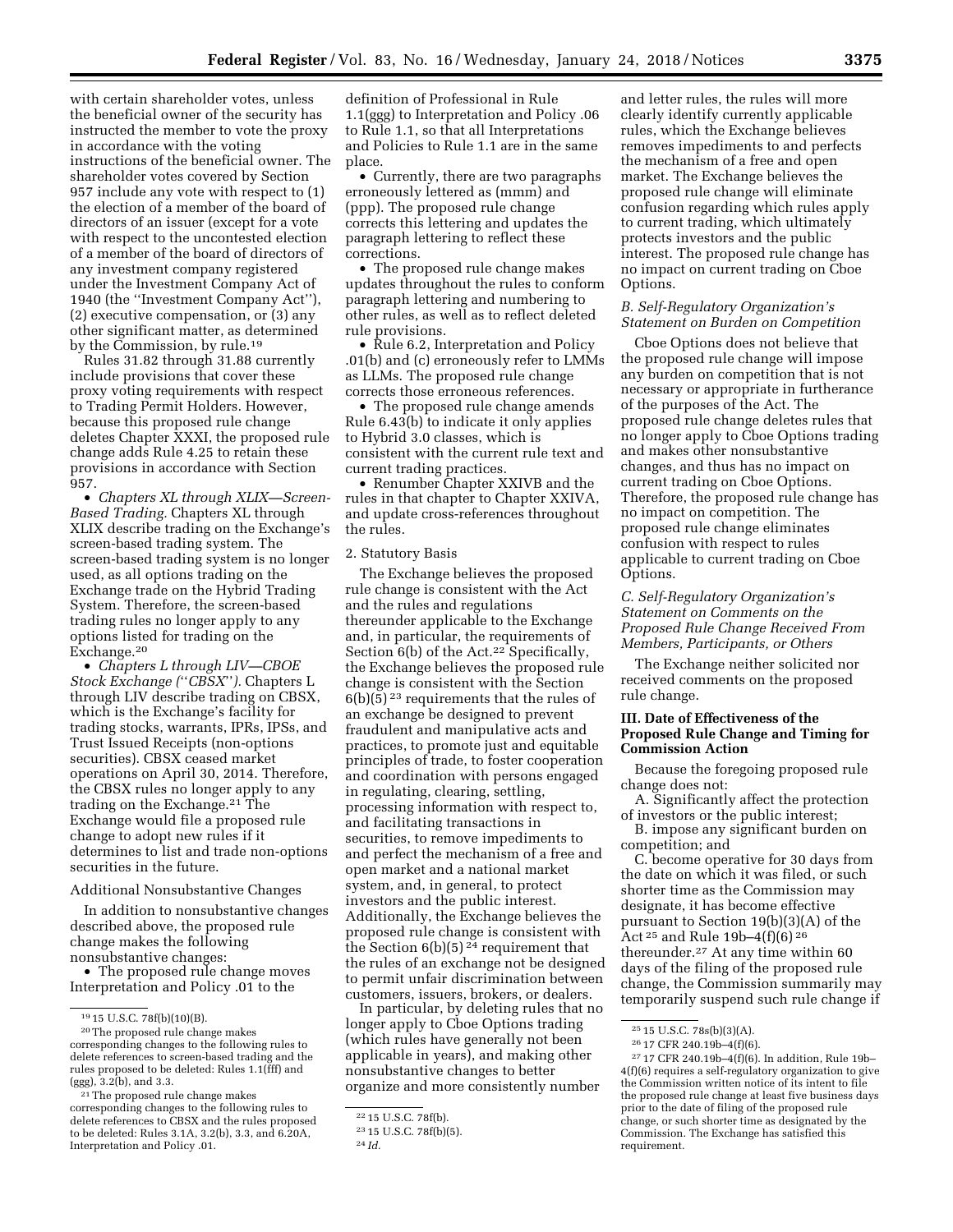with certain shareholder votes, unless the beneficial owner of the security has instructed the member to vote the proxy in accordance with the voting instructions of the beneficial owner. The shareholder votes covered by Section 957 include any vote with respect to (1) the election of a member of the board of directors of an issuer (except for a vote with respect to the uncontested election of a member of the board of directors of any investment company registered under the Investment Company Act of 1940 (the ''Investment Company Act''), (2) executive compensation, or (3) any other significant matter, as determined by the Commission, by rule.[19]

Rules 31.82 through 31.88 currently include provisions that cover these proxy voting requirements with respect to Trading Permit Holders. However, because this proposed rule change deletes Chapter XXXI, the proposed rule change adds Rule 4.25 to retain these provisions in accordance with Section 957.

• *Chapters XL through XLIX—Screen-Based Trading.* Chapters XL through XLIX describe trading on the Exchange's screen-based trading system. The screen-based trading system is no longer used, as all options trading on the Exchange trade on the Hybrid Trading System. Therefore, the screen-based trading rules no longer apply to any options listed for trading on the Exchange.[20]

• *Chapters L through LIV—CBOE Stock Exchange (''CBSX'').* Chapters L through LIV describe trading on CBSX, which is the Exchange's facility for trading stocks, warrants, IPRs, IPSs, and Trust Issued Receipts (non-options securities). CBSX ceased market operations on April 30, 2014. Therefore, the CBSX rules no longer apply to any trading on the Exchange.[21] The Exchange would file a proposed rule change to adopt new rules if it determines to list and trade non-options securities in the future.

Additional Nonsubstantive Changes

In addition to nonsubstantive changes described above, the proposed rule change makes the following nonsubstantive changes:

• The proposed rule change moves Interpretation and Policy .01 to the definition of Professional in Rule 1.1(ggg) to Interpretation and Policy .06 to Rule 1.1, so that all Interpretations and Policies to Rule 1.1 are in the same place.

• Currently, there are two paragraphs erroneously lettered as (mmm) and (ppp). The proposed rule change corrects this lettering and updates the paragraph lettering to reflect these corrections.

• The proposed rule change makes updates throughout the rules to conform paragraph lettering and numbering to other rules, as well as to reflect deleted rule provisions.

• Rule 6.2, Interpretation and Policy .01(b) and (c) erroneously refer to LMMs as LLMs. The proposed rule change corrects those erroneous references.

• The proposed rule change amends Rule 6.43(b) to indicate it only applies to Hybrid 3.0 classes, which is consistent with the current rule text and current trading practices.

• Renumber Chapter XXIVB and the rules in that chapter to Chapter XXIVA, and update cross-references throughout the rules.

2. Statutory Basis

The Exchange believes the proposed rule change is consistent with the Act and the rules and regulations thereunder applicable to the Exchange and, in particular, the requirements of Section 6(b) of the Act.[22] Specifically, the Exchange believes the proposed rule change is consistent with the Section 6(b)(5)[23] requirements that the rules of an exchange be designed to prevent fraudulent and manipulative acts and practices, to promote just and equitable principles of trade, to foster cooperation and coordination with persons engaged in regulating, clearing, settling, processing information with respect to, and facilitating transactions in securities, to remove impediments to and perfect the mechanism of a free and open market and a national market system, and, in general, to protect investors and the public interest. Additionally, the Exchange believes the proposed rule change is consistent with the Section 6(b)(5)[24] requirement that the rules of an exchange not be designed to permit unfair discrimination between customers, issuers, brokers, or dealers.

In particular, by deleting rules that no longer apply to Cboe Options trading (which rules have generally not been applicable in years), and making other nonsubstantive changes to better organize and more consistently number and letter rules, the rules will more clearly identify currently applicable rules, which the Exchange believes removes impediments to and perfects the mechanism of a free and open market. The Exchange believes the proposed rule change will eliminate confusion regarding which rules apply to current trading, which ultimately protects investors and the public interest. The proposed rule change has no impact on current trading on Cboe Options.

### *B. Self-Regulatory Organization's Statement on Burden on Competition*

Cboe Options does not believe that the proposed rule change will impose any burden on competition that is not necessary or appropriate in furtherance of the purposes of the Act. The proposed rule change deletes rules that no longer apply to Cboe Options trading and makes other nonsubstantive changes, and thus has no impact on current trading on Cboe Options. Therefore, the proposed rule change has no impact on competition. The proposed rule change eliminates confusion with respect to rules applicable to current trading on Cboe Options.

### *C. Self-Regulatory Organization's Statement on Comments on the Proposed Rule Change Received From Members, Participants, or Others*

The Exchange neither solicited nor received comments on the proposed rule change.

## III. Date of Effectiveness of the Proposed Rule Change and Timing for Commission Action

Because the foregoing proposed rule change does not:

A. Significantly affect the protection of investors or the public interest;

B. impose any significant burden on competition; and

C. become operative for 30 days from the date on which it was filed, or such shorter time as the Commission may designate, it has become effective pursuant to Section 19(b)(3)(A) of the Act[25] and Rule 19b–4(f)(6)[26] thereunder.[27] At any time within 60 days of the filing of the proposed rule change, the Commission summarily may temporarily suspend such rule change if

---

[19] 15 U.S.C. 78f(b)(10)(B).

[20] The proposed rule change makes corresponding changes to the following rules to delete references to screen-based trading and the rules proposed to be deleted: Rules 1.1(fff) and (ggg), 3.2(b), and 3.3.

[21] The proposed rule change makes corresponding changes to the following rules to delete references to CBSX and the rules proposed to be deleted: Rules 3.1A, 3.2(b), 3.3, and 6.20A, Interpretation and Policy .01.

[22] 15 U.S.C. 78f(b).

[23] 15 U.S.C. 78f(b)(5).

[24] *Id.*

[25] 15 U.S.C. 78s(b)(3)(A).

[26] 17 CFR 240.19b–4(f)(6).

[27] 17 CFR 240.19b–4(f)(6). In addition, Rule 19b–4(f)(6) requires a self-regulatory organization to give the Commission written notice of its intent to file the proposed rule change at least five business days prior to the date of filing of the proposed rule change, or such shorter time as designated by the Commission. The Exchange has satisfied this requirement.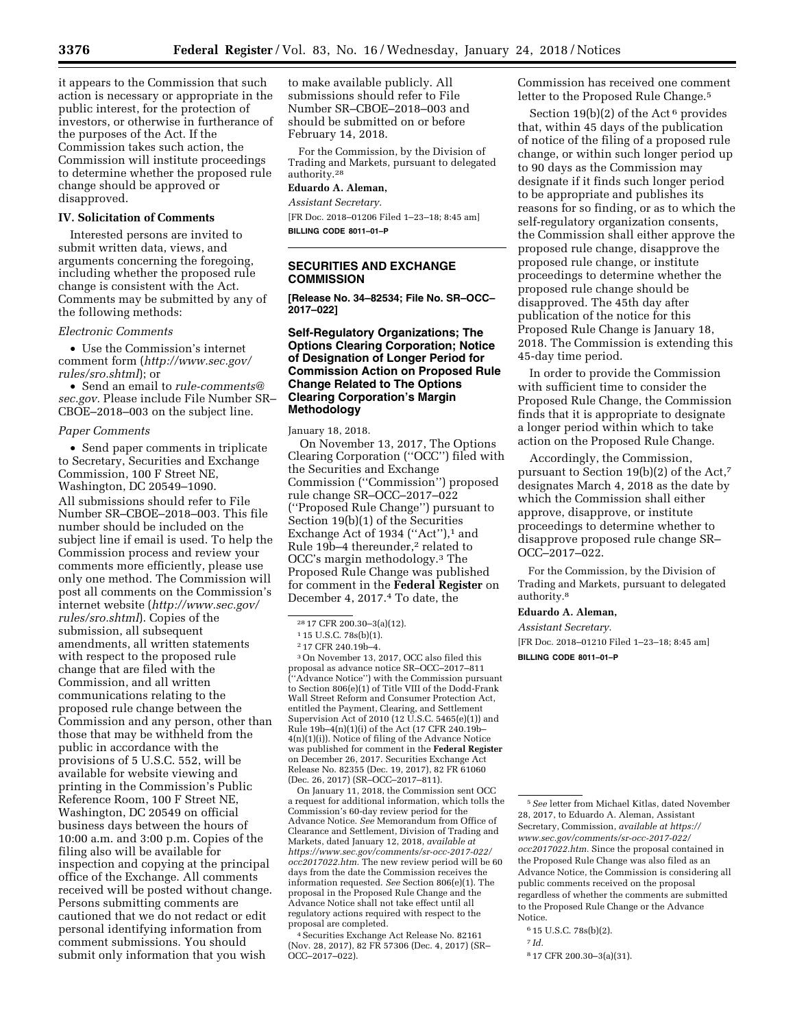it appears to the Commission that such action is necessary or appropriate in the public interest, for the protection of investors, or otherwise in furtherance of the purposes of the Act. If the Commission takes such action, the Commission will institute proceedings to determine whether the proposed rule change should be approved or disapproved.

## IV. Solicitation of Comments

Interested persons are invited to submit written data, views, and arguments concerning the foregoing, including whether the proposed rule change is consistent with the Act. Comments may be submitted by any of the following methods:

*Electronic Comments*

- Use the Commission's internet comment form (*http://www.sec.gov/rules/sro.shtml*); or
- Send an email to *rule-comments@sec.gov.* Please include File Number SR–CBOE–2018–003 on the subject line.

*Paper Comments*

- Send paper comments in triplicate to Secretary, Securities and Exchange Commission, 100 F Street NE, Washington, DC 20549–1090.

All submissions should refer to File Number SR–CBOE–2018–003. This file number should be included on the subject line if email is used. To help the Commission process and review your comments more efficiently, please use only one method. The Commission will post all comments on the Commission's internet website (*http://www.sec.gov/rules/sro.shtml*). Copies of the submission, all subsequent amendments, all written statements with respect to the proposed rule change that are filed with the Commission, and all written communications relating to the proposed rule change between the Commission and any person, other than those that may be withheld from the public in accordance with the provisions of 5 U.S.C. 552, will be available for website viewing and printing in the Commission's Public Reference Room, 100 F Street NE, Washington, DC 20549 on official business days between the hours of 10:00 a.m. and 3:00 p.m. Copies of the filing also will be available for inspection and copying at the principal office of the Exchange. All comments received will be posted without change. Persons submitting comments are cautioned that we do not redact or edit personal identifying information from comment submissions. You should submit only information that you wish to make available publicly. All submissions should refer to File Number SR–CBOE–2018–003 and should be submitted on or before February 14, 2018.

For the Commission, by the Division of Trading and Markets, pursuant to delegated authority.[28]

**Eduardo A. Aleman,**

*Assistant Secretary.*

[FR Doc. 2018–01206 Filed 1–23–18; 8:45 am]

**BILLING CODE 8011–01–P**

[28] 17 CFR 200.30–3(a)(12).

---

## SECURITIES AND EXCHANGE COMMISSION

**[Release No. 34–82534; File No. SR–OCC–2017–022]**

### Self-Regulatory Organizations; The Options Clearing Corporation; Notice of Designation of Longer Period for Commission Action on Proposed Rule Change Related to The Options Clearing Corporation's Margin Methodology

January 18, 2018.

On November 13, 2017, The Options Clearing Corporation (''OCC'') filed with the Securities and Exchange Commission (''Commission'') proposed rule change SR–OCC–2017–022 (''Proposed Rule Change'') pursuant to Section 19(b)(1) of the Securities Exchange Act of 1934 (''Act''),[1] and Rule 19b–4 thereunder,[2] related to OCC's margin methodology.[3] The Proposed Rule Change was published for comment in the **Federal Register** on December 4, 2017.[4] To date, the Commission has received one comment letter to the Proposed Rule Change.[5]

Section 19(b)(2) of the Act[6] provides that, within 45 days of the publication of notice of the filing of a proposed rule change, or within such longer period up to 90 days as the Commission may designate if it finds such longer period to be appropriate and publishes its reasons for so finding, or as to which the self-regulatory organization consents, the Commission shall either approve the proposed rule change, disapprove the proposed rule change, or institute proceedings to determine whether the proposed rule change should be disapproved. The 45th day after publication of the notice for this Proposed Rule Change is January 18, 2018. The Commission is extending this 45-day time period.

In order to provide the Commission with sufficient time to consider the Proposed Rule Change, the Commission finds that it is appropriate to designate a longer period within which to take action on the Proposed Rule Change.

Accordingly, the Commission, pursuant to Section 19(b)(2) of the Act,[7] designates March 4, 2018 as the date by which the Commission shall either approve, disapprove, or institute proceedings to determine whether to disapprove proposed rule change SR–OCC–2017–022.

For the Commission, by the Division of Trading and Markets, pursuant to delegated authority.[8]

**Eduardo A. Aleman,**

*Assistant Secretary.*

[FR Doc. 2018–01210 Filed 1–23–18; 8:45 am]

**BILLING CODE 8011–01–P**

[1] 15 U.S.C. 78s(b)(1).

[2] 17 CFR 240.19b–4.

[3] On November 13, 2017, OCC also filed this proposal as advance notice SR–OCC–2017–811 (''Advance Notice'') with the Commission pursuant to Section 806(e)(1) of Title VIII of the Dodd-Frank Wall Street Reform and Consumer Protection Act, entitled the Payment, Clearing, and Settlement Supervision Act of 2010 (12 U.S.C. 5465(e)(1)) and Rule 19b–4(n)(1)(i) of the Act (17 CFR 240.19b–4(n)(1)(i)). Notice of filing of the Advance Notice was published for comment in the **Federal Register** on December 26, 2017. Securities Exchange Act Release No. 82355 (Dec. 19, 2017), 82 FR 61060 (Dec. 26, 2017) (SR–OCC–2017–811).

On January 11, 2018, the Commission sent OCC a request for additional information, which tolls the Commission's 60-day review period for the Advance Notice. *See* Memorandum from Office of Clearance and Settlement, Division of Trading and Markets, dated January 12, 2018, *available at https://www.sec.gov/comments/sr-occ-2017-022/occ2017022.htm.* The new review period will be 60 days from the date the Commission receives the information requested. *See* Section 806(e)(1). The proposal in the Proposed Rule Change and the Advance Notice shall not take effect until all regulatory actions required with respect to the proposal are completed.

[4] Securities Exchange Act Release No. 82161 (Nov. 28, 2017), 82 FR 57306 (Dec. 4, 2017) (SR–OCC–2017–022).

[5] *See* letter from Michael Kitlas, dated November 28, 2017, to Eduardo A. Aleman, Assistant Secretary, Commission, *available at https://www.sec.gov/comments/sr-occ-2017-022/occ2017022.htm.* Since the proposal contained in the Proposed Rule Change was also filed as an Advance Notice, the Commission is considering all public comments received on the proposal regardless of whether the comments are submitted to the Proposed Rule Change or the Advance Notice.

[6] 15 U.S.C. 78s(b)(2).

[7] *Id.*

[8] 17 CFR 200.30–3(a)(31).